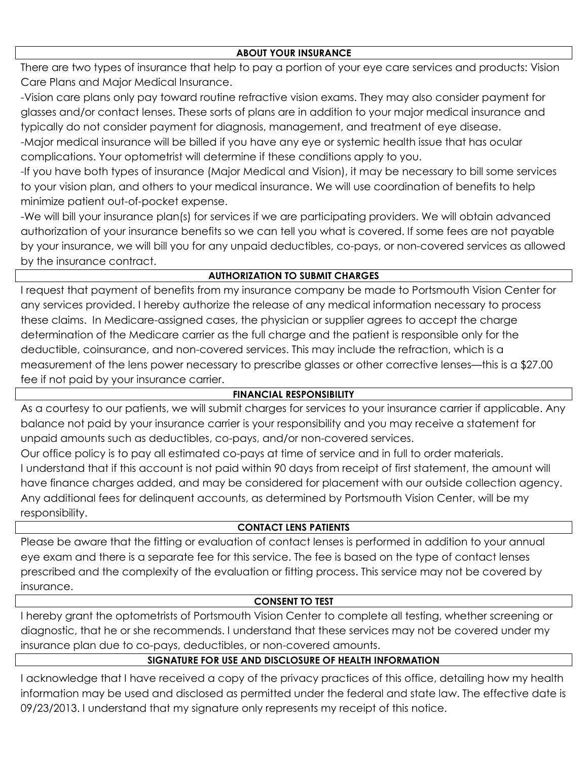## ABOUT YOUR INSURANCE

There are two types of insurance that help to pay a portion of your eye care services and products: Vision Care Plans and Major Medical Insurance.

-Vision care plans only pay toward routine refractive vision exams. They may also consider payment for glasses and/or contact lenses. These sorts of plans are in addition to your major medical insurance and typically do not consider payment for diagnosis, management, and treatment of eye disease.

-Major medical insurance will be billed if you have any eye or systemic health issue that has ocular complications. Your optometrist will determine if these conditions apply to you.

-If you have both types of insurance (Major Medical and Vision), it may be necessary to bill some services to your vision plan, and others to your medical insurance. We will use coordination of benefits to help minimize patient out-of-pocket expense.

-We will bill your insurance plan(s) for services if we are participating providers. We will obtain advanced authorization of your insurance benefits so we can tell you what is covered. If some fees are not payable by your insurance, we will bill you for any unpaid deductibles, co-pays, or non-covered services as allowed by the insurance contract.

## AUTHORIZATION TO SUBMIT CHARGES

I request that payment of benefits from my insurance company be made to Portsmouth Vision Center for any services provided. I hereby authorize the release of any medical information necessary to process these claims. In Medicare-assigned cases, the physician or supplier agrees to accept the charge determination of the Medicare carrier as the full charge and the patient is responsible only for the deductible, coinsurance, and non-covered services. This may include the refraction, which is a measurement of the lens power necessary to prescribe glasses or other corrective lenses—this is a $27.00 fee if not paid by your insurance carrier.

## FINANCIAL RESPONSIBILITY

As a courtesy to our patients, we will submit charges for services to your insurance carrier if applicable. Any balance not paid by your insurance carrier is your responsibility and you may receive a statement for unpaid amounts such as deductibles, co-pays, and/or non-covered services.

Our office policy is to pay all estimated co-pays at time of service and in full to order materials.

I understand that if this account is not paid within 90 days from receipt of first statement, the amount will have finance charges added, and may be considered for placement with our outside collection agency. Any additional fees for delinquent accounts, as determined by Portsmouth Vision Center, will be my responsibility.

## CONTACT LENS PATIENTS

Please be aware that the fitting or evaluation of contact lenses is performed in addition to your annual eye exam and there is a separate fee for this service. The fee is based on the type of contact lenses prescribed and the complexity of the evaluation or fitting process. This service may not be covered by insurance.

## CONSENT TO TEST

I hereby grant the optometrists of Portsmouth Vision Center to complete all testing, whether screening or diagnostic, that he or she recommends. I understand that these services may not be covered under my insurance plan due to co-pays, deductibles, or non-covered amounts.

## SIGNATURE FOR USE AND DISCLOSURE OF HEALTH INFORMATION

I acknowledge that I have received a copy of the privacy practices of this office, detailing how my health information may be used and disclosed as permitted under the federal and state law. The effective date is 09/23/2013. I understand that my signature only represents my receipt of this notice.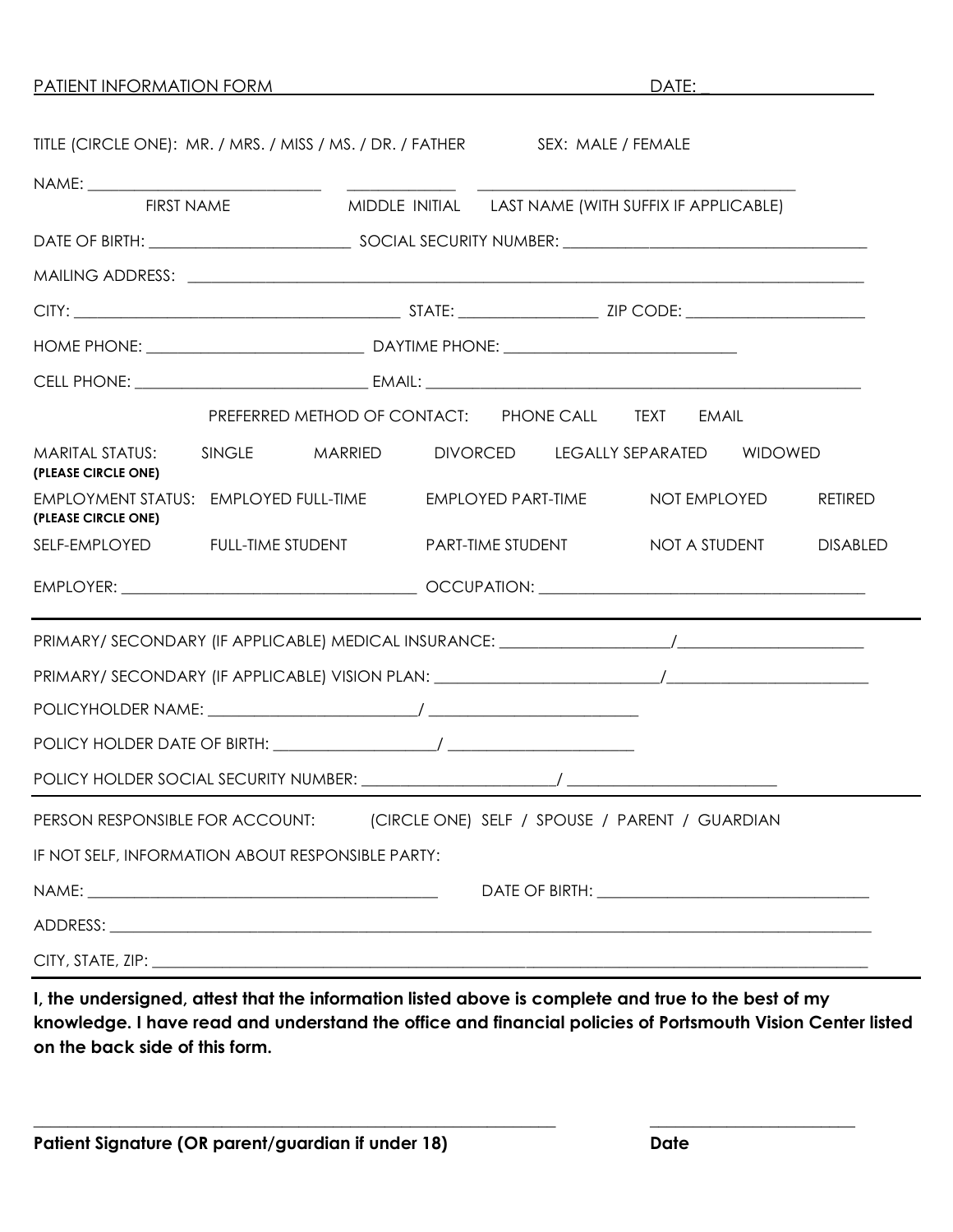PATIENT INFORMATION FORM DATE: ____________________

TITLE (CIRCLE ONE): MR. / MRS. / MISS / MS. / DR. / FATHER SEX: MALE / FEMALE

NAME: ____________________________ ____________ ______________________________________

FIRST NAME MIDDLE INITIAL LAST NAME (WITH SUFFIX IF APPLICABLE)

DATE OF BIRTH: ________________________ SOCIAL SECURITY NUMBER: ____________________________________

MAILING ADDRESS: ______________________________________________________________________________

CITY: ______________________________________ STATE: ________________ ZIP CODE: _____________________

HOME PHONE: __________________________ DAYTIME PHONE: ___________________________

CELL PHONE: ____________________________ EMAIL: ____________________________________________________

PREFERRED METHOD OF CONTACT: PHONE CALL TEXT EMAIL

MARITAL STATUS: **(PLEASE CIRCLE ONE)** SINGLE MARRIED DIVORCED LEGALLY SEPARATED WIDOWED

EMPLOYMENT STATUS: **(PLEASE CIRCLE ONE)** EMPLOYED FULL-TIME EMPLOYED PART-TIME NOT EMPLOYED RETIRED

SELF-EMPLOYED FULL-TIME STUDENT PART-TIME STUDENT NOT A STUDENT DISABLED

EMPLOYER: ___________________________________ OCCUPATION: ______________________________________

---

PRIMARY/ SECONDARY (IF APPLICABLE) MEDICAL INSURANCE: ____________________/______________________

PRIMARY/ SECONDARY (IF APPLICABLE) VISION PLAN: __________________________/________________________

POLICYHOLDER NAME: _________________________/ _________________________

POLICY HOLDER DATE OF BIRTH: ___________________/ ______________________

POLICY HOLDER SOCIAL SECURITY NUMBER: _______________________/ _________________________

---

PERSON RESPONSIBLE FOR ACCOUNT: (CIRCLE ONE) SELF / SPOUSE / PARENT / GUARDIAN

IF NOT SELF, INFORMATION ABOUT RESPONSIBLE PARTY:

NAME: ___________________________________________ DATE OF BIRTH: _________________________________

ADDRESS: __________________________________________________________________________________________

CITY, STATE, ZIP: ___________________________________________________________________________________

---

**I, the undersigned, attest that the information listed above is complete and true to the best of my knowledge. I have read and understand the office and financial policies of Portsmouth Vision Center listed on the back side of this form.**

_______________________________________________________________ ________________________

**Patient Signature (OR parent/guardian if under 18)** **Date**